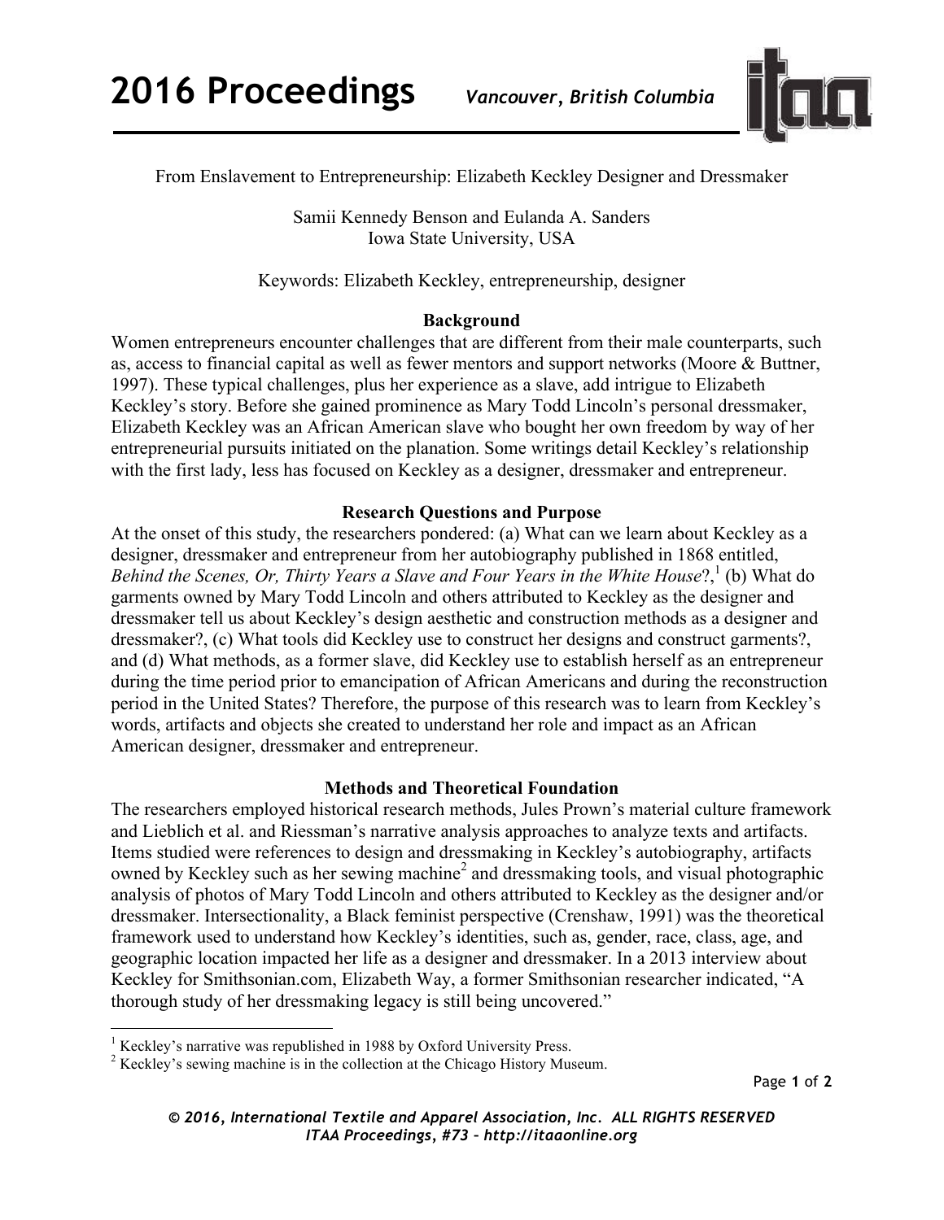# From Enslavement to Entrepreneurship: Elizabeth Keckley Designer and Dressmaker

Samii Kennedy Benson and Eulanda A. Sanders
Iowa State University, USA

Keywords: Elizabeth Keckley, entrepreneurship, designer

## Background

Women entrepreneurs encounter challenges that are different from their male counterparts, such as, access to financial capital as well as fewer mentors and support networks (Moore & Buttner, 1997). These typical challenges, plus her experience as a slave, add intrigue to Elizabeth Keckley's story. Before she gained prominence as Mary Todd Lincoln's personal dressmaker, Elizabeth Keckley was an African American slave who bought her own freedom by way of her entrepreneurial pursuits initiated on the planation. Some writings detail Keckley's relationship with the first lady, less has focused on Keckley as a designer, dressmaker and entrepreneur.

## Research Questions and Purpose

At the onset of this study, the researchers pondered: (a) What can we learn about Keckley as a designer, dressmaker and entrepreneur from her autobiography published in 1868 entitled, *Behind the Scenes, Or, Thirty Years a Slave and Four Years in the White House*?,[1] (b) What do garments owned by Mary Todd Lincoln and others attributed to Keckley as the designer and dressmaker tell us about Keckley's design aesthetic and construction methods as a designer and dressmaker?, (c) What tools did Keckley use to construct her designs and construct garments?, and (d) What methods, as a former slave, did Keckley use to establish herself as an entrepreneur during the time period prior to emancipation of African Americans and during the reconstruction period in the United States? Therefore, the purpose of this research was to learn from Keckley's words, artifacts and objects she created to understand her role and impact as an African American designer, dressmaker and entrepreneur.

## Methods and Theoretical Foundation

The researchers employed historical research methods, Jules Prown's material culture framework and Lieblich et al. and Riessman's narrative analysis approaches to analyze texts and artifacts. Items studied were references to design and dressmaking in Keckley's autobiography, artifacts owned by Keckley such as her sewing machine[2] and dressmaking tools, and visual photographic analysis of photos of Mary Todd Lincoln and others attributed to Keckley as the designer and/or dressmaker. Intersectionality, a Black feminist perspective (Crenshaw, 1991) was the theoretical framework used to understand how Keckley's identities, such as, gender, race, class, age, and geographic location impacted her life as a designer and dressmaker. In a 2013 interview about Keckley for Smithsonian.com, Elizabeth Way, a former Smithsonian researcher indicated, "A thorough study of her dressmaking legacy is still being uncovered."

---

[1] Keckley's narrative was republished in 1988 by Oxford University Press.
[2] Keckley's sewing machine is in the collection at the Chicago History Museum.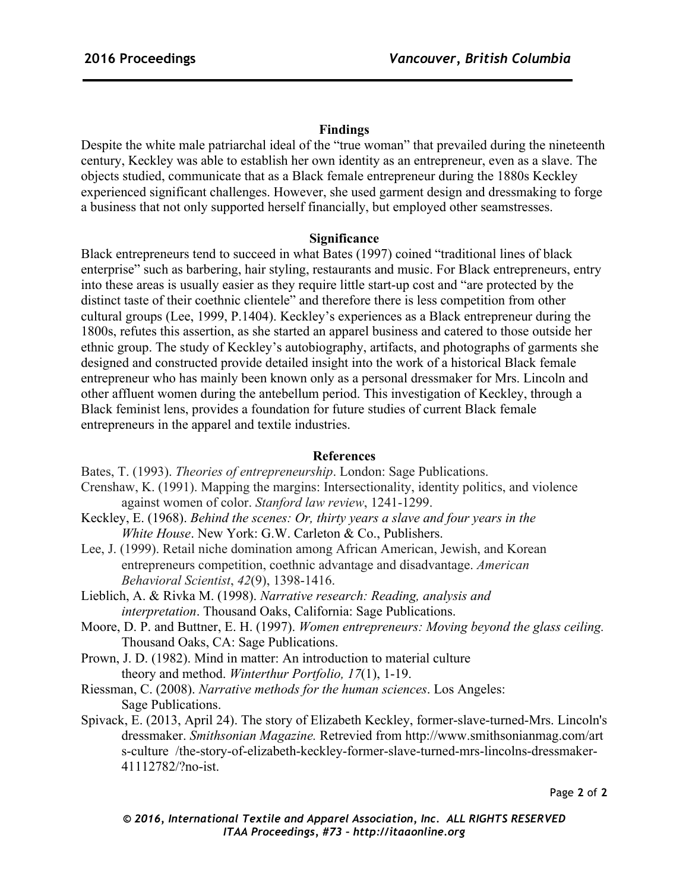## Findings

Despite the white male patriarchal ideal of the "true woman" that prevailed during the nineteenth century, Keckley was able to establish her own identity as an entrepreneur, even as a slave. The objects studied, communicate that as a Black female entrepreneur during the 1880s Keckley experienced significant challenges. However, she used garment design and dressmaking to forge a business that not only supported herself financially, but employed other seamstresses.

## Significance

Black entrepreneurs tend to succeed in what Bates (1997) coined "traditional lines of black enterprise" such as barbering, hair styling, restaurants and music. For Black entrepreneurs, entry into these areas is usually easier as they require little start-up cost and "are protected by the distinct taste of their coethnic clientele" and therefore there is less competition from other cultural groups (Lee, 1999, P.1404). Keckley's experiences as a Black entrepreneur during the 1800s, refutes this assertion, as she started an apparel business and catered to those outside her ethnic group. The study of Keckley's autobiography, artifacts, and photographs of garments she designed and constructed provide detailed insight into the work of a historical Black female entrepreneur who has mainly been known only as a personal dressmaker for Mrs. Lincoln and other affluent women during the antebellum period. This investigation of Keckley, through a Black feminist lens, provides a foundation for future studies of current Black female entrepreneurs in the apparel and textile industries.

## References

Bates, T. (1993). *Theories of entrepreneurship*. London: Sage Publications.

Crenshaw, K. (1991). Mapping the margins: Intersectionality, identity politics, and violence against women of color. *Stanford law review*, 1241-1299.

Keckley, E. (1968). *Behind the scenes: Or, thirty years a slave and four years in the White House*. New York: G.W. Carleton & Co., Publishers.

Lee, J. (1999). Retail niche domination among African American, Jewish, and Korean entrepreneurs competition, coethnic advantage and disadvantage. *American Behavioral Scientist*, *42*(9), 1398-1416.

Lieblich, A. & Rivka M. (1998). *Narrative research: Reading, analysis and interpretation*. Thousand Oaks, California: Sage Publications.

Moore, D. P. and Buttner, E. H. (1997). *Women entrepreneurs: Moving beyond the glass ceiling.* Thousand Oaks, CA: Sage Publications.

Prown, J. D. (1982). Mind in matter: An introduction to material culture theory and method. *Winterthur Portfolio, 17*(1), 1-19.

Riessman, C. (2008). *Narrative methods for the human sciences*. Los Angeles: Sage Publications.

Spivack, E. (2013, April 24). The story of Elizabeth Keckley, former-slave-turned-Mrs. Lincoln's dressmaker. *Smithsonian Magazine.* Retrevied from http://www.smithsonianmag.com/arts-culture /the-story-of-elizabeth-keckley-former-slave-turned-mrs-lincolns-dressmaker-41112782/?no-ist.